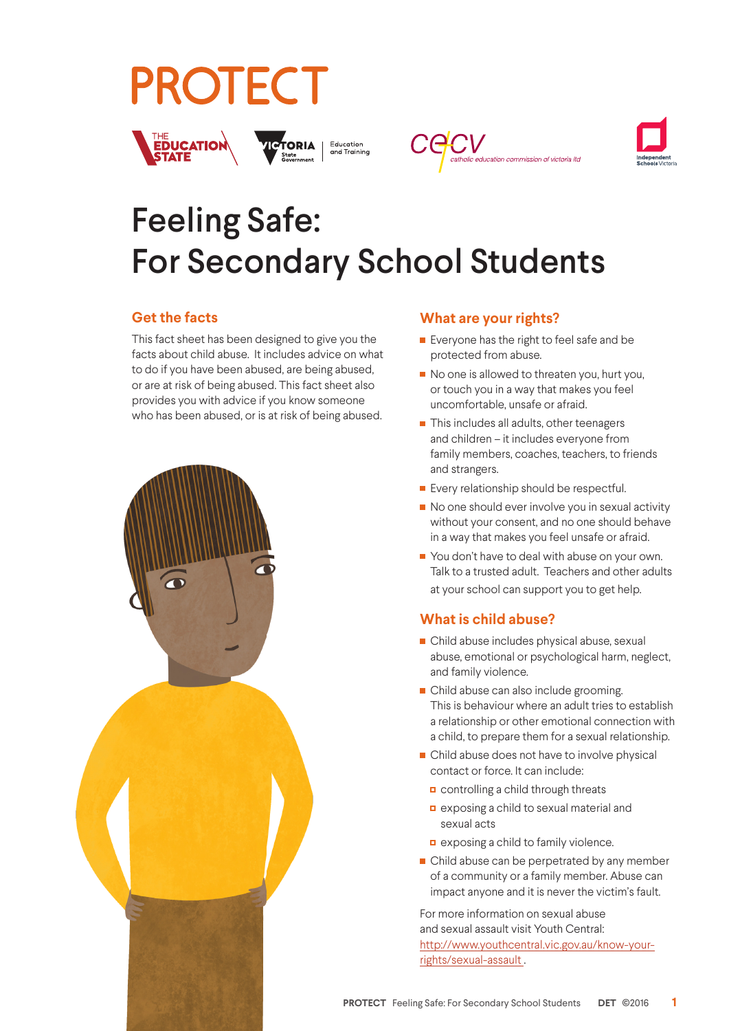# PROTECT

# Feeling Safe: For Secondary School Students

## Get the facts

This fact sheet has been designed to give you the facts about child abuse. It includes advice on what to do if you have been abused, are being abused, or are at risk of being abused. This fact sheet also provides you with advice if you know someone who has been abused, or is at risk of being abused.

## What are your rights?

- Everyone has the right to feel safe and be protected from abuse.
- No one is allowed to threaten you, hurt you, or touch you in a way that makes you feel uncomfortable, unsafe or afraid.
- This includes all adults, other teenagers and children – it includes everyone from family members, coaches, teachers, to friends and strangers.
- Every relationship should be respectful.
- No one should ever involve you in sexual activity without your consent, and no one should behave in a way that makes you feel unsafe or afraid.
- You don't have to deal with abuse on your own. Talk to a trusted adult. Teachers and other adults at your school can support you to get help.

## What is child abuse?

- Child abuse includes physical abuse, sexual abuse, emotional or psychological harm, neglect, and family violence.
- Child abuse can also include grooming. This is behaviour where an adult tries to establish a relationship or other emotional connection with a child, to prepare them for a sexual relationship.
- Child abuse does not have to involve physical contact or force. It can include:
  - controlling a child through threats
  - exposing a child to sexual material and sexual acts
  - exposing a child to family violence.
- Child abuse can be perpetrated by any member of a community or a family member. Abuse can impact anyone and it is never the victim's fault.

For more information on sexual abuse and sexual assault visit Youth Central: http://www.youthcentral.vic.gov.au/know-your-rights/sexual-assault .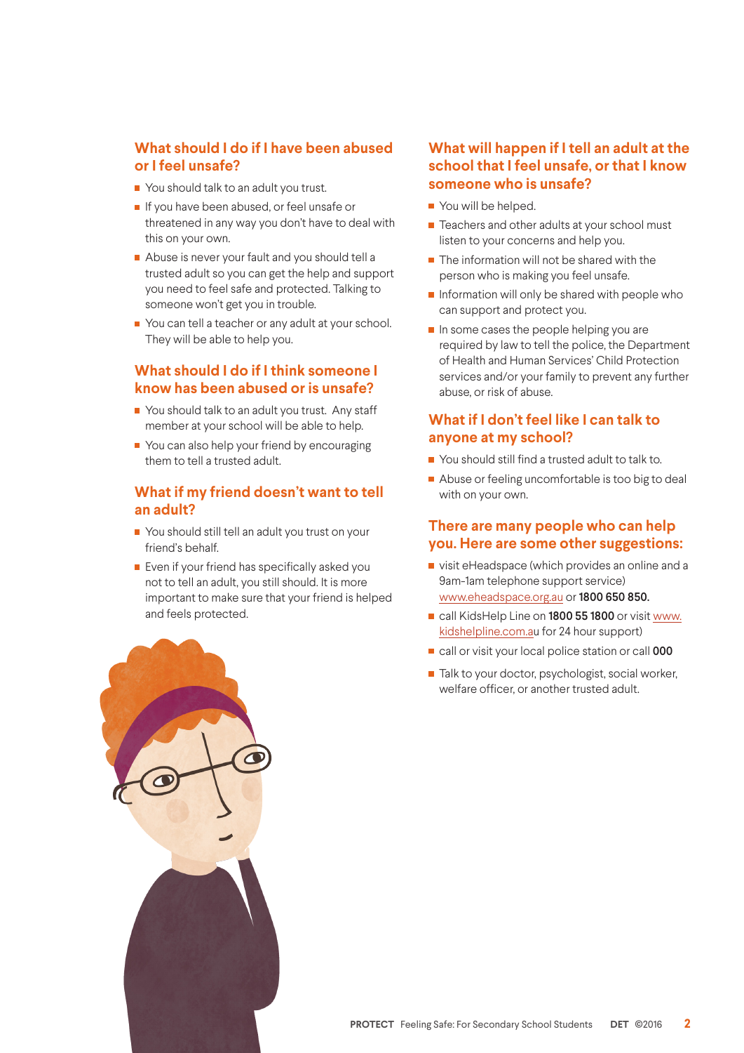## What should I do if I have been abused or I feel unsafe?

- You should talk to an adult you trust.
- If you have been abused, or feel unsafe or threatened in any way you don't have to deal with this on your own.
- Abuse is never your fault and you should tell a trusted adult so you can get the help and support you need to feel safe and protected. Talking to someone won't get you in trouble.
- You can tell a teacher or any adult at your school. They will be able to help you.

## What should I do if I think someone I know has been abused or is unsafe?

- You should talk to an adult you trust. Any staff member at your school will be able to help.
- You can also help your friend by encouraging them to tell a trusted adult.

## What if my friend doesn't want to tell an adult?

- You should still tell an adult you trust on your friend's behalf.
- Even if your friend has specifically asked you not to tell an adult, you still should. It is more important to make sure that your friend is helped and feels protected.

## What will happen if I tell an adult at the school that I feel unsafe, or that I know someone who is unsafe?

- You will be helped.
- Teachers and other adults at your school must listen to your concerns and help you.
- The information will not be shared with the person who is making you feel unsafe.
- Information will only be shared with people who can support and protect you.
- In some cases the people helping you are required by law to tell the police, the Department of Health and Human Services' Child Protection services and/or your family to prevent any further abuse, or risk of abuse.

## What if I don't feel like I can talk to anyone at my school?

- You should still find a trusted adult to talk to.
- Abuse or feeling uncomfortable is too big to deal with on your own.

## There are many people who can help you. Here are some other suggestions:

- visit eHeadspace (which provides an online and a 9am-1am telephone support service) www.eheadspace.org.au or **1800 650 850.**
- call KidsHelp Line on **1800 55 1800** or visit www.kidshelpline.com.au for 24 hour support)
- call or visit your local police station or call **000**
- Talk to your doctor, psychologist, social worker, welfare officer, or another trusted adult.